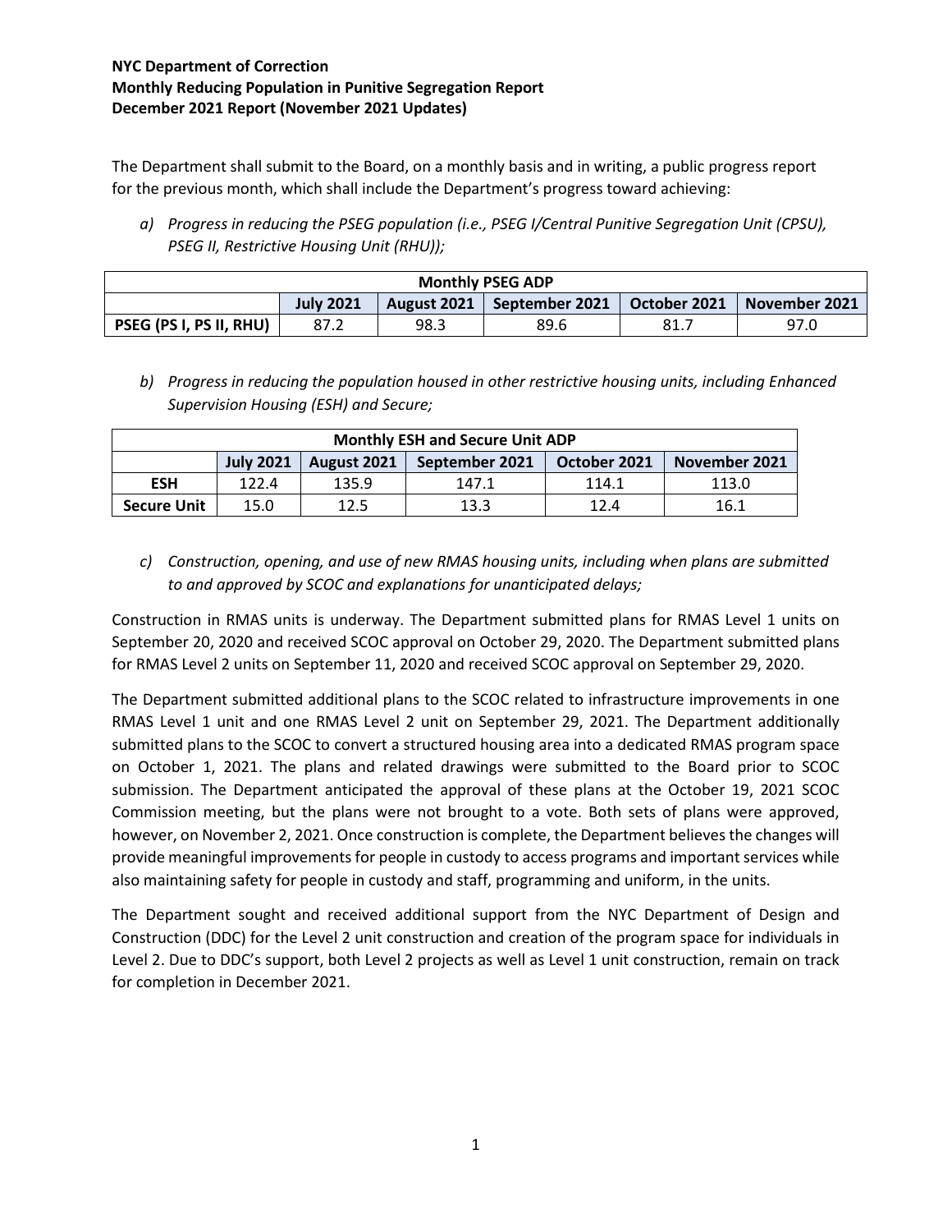**NYC Department of Correction**
**Monthly Reducing Population in Punitive Segregation Report**
**December 2021 Report (November 2021 Updates)**

The Department shall submit to the Board, on a monthly basis and in writing, a public progress report for the previous month, which shall include the Department's progress toward achieving:

*a) Progress in reducing the PSEG population (i.e., PSEG I/Central Punitive Segregation Unit (CPSU), PSEG II, Restrictive Housing Unit (RHU));*

| Monthly PSEG ADP | | | | | |
|---|---|---|---|---|---|
| | July 2021 | August 2021 | September 2021 | October 2021 | November 2021 |
| PSEG (PS I, PS II, RHU) | 87.2 | 98.3 | 89.6 | 81.7 | 97.0 |

*b) Progress in reducing the population housed in other restrictive housing units, including Enhanced Supervision Housing (ESH) and Secure;*

| Monthly ESH and Secure Unit ADP | | | | | |
|---|---|---|---|---|---|
| | July 2021 | August 2021 | September 2021 | October 2021 | November 2021 |
| ESH | 122.4 | 135.9 | 147.1 | 114.1 | 113.0 |
| Secure Unit | 15.0 | 12.5 | 13.3 | 12.4 | 16.1 |

*c) Construction, opening, and use of new RMAS housing units, including when plans are submitted to and approved by SCOC and explanations for unanticipated delays;*

Construction in RMAS units is underway. The Department submitted plans for RMAS Level 1 units on September 20, 2020 and received SCOC approval on October 29, 2020. The Department submitted plans for RMAS Level 2 units on September 11, 2020 and received SCOC approval on September 29, 2020.

The Department submitted additional plans to the SCOC related to infrastructure improvements in one RMAS Level 1 unit and one RMAS Level 2 unit on September 29, 2021. The Department additionally submitted plans to the SCOC to convert a structured housing area into a dedicated RMAS program space on October 1, 2021. The plans and related drawings were submitted to the Board prior to SCOC submission. The Department anticipated the approval of these plans at the October 19, 2021 SCOC Commission meeting, but the plans were not brought to a vote. Both sets of plans were approved, however, on November 2, 2021. Once construction is complete, the Department believes the changes will provide meaningful improvements for people in custody to access programs and important services while also maintaining safety for people in custody and staff, programming and uniform, in the units.

The Department sought and received additional support from the NYC Department of Design and Construction (DDC) for the Level 2 unit construction and creation of the program space for individuals in Level 2. Due to DDC's support, both Level 2 projects as well as Level 1 unit construction, remain on track for completion in December 2021.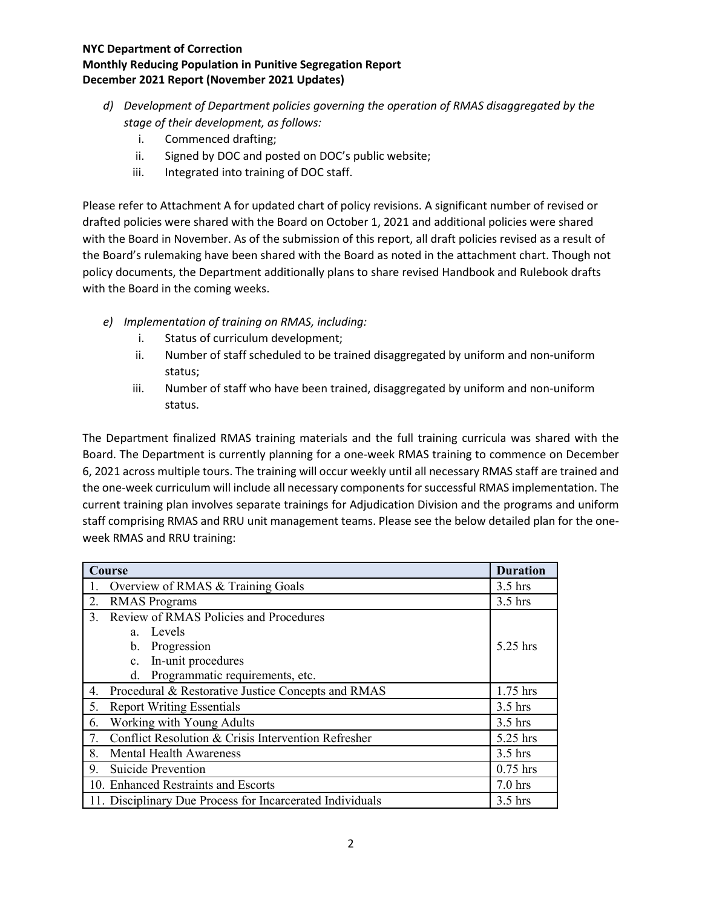*d) Development of Department policies governing the operation of RMAS disaggregated by the stage of their development, as follows:*

i. Commenced drafting;
ii. Signed by DOC and posted on DOC's public website;
iii. Integrated into training of DOC staff.

Please refer to Attachment A for updated chart of policy revisions. A significant number of revised or drafted policies were shared with the Board on October 1, 2021 and additional policies were shared with the Board in November. As of the submission of this report, all draft policies revised as a result of the Board's rulemaking have been shared with the Board as noted in the attachment chart. Though not policy documents, the Department additionally plans to share revised Handbook and Rulebook drafts with the Board in the coming weeks.

*e) Implementation of training on RMAS, including:*

i. Status of curriculum development;
ii. Number of staff scheduled to be trained disaggregated by uniform and non-uniform status;
iii. Number of staff who have been trained, disaggregated by uniform and non-uniform status.

The Department finalized RMAS training materials and the full training curricula was shared with the Board. The Department is currently planning for a one-week RMAS training to commence on December 6, 2021 across multiple tours. The training will occur weekly until all necessary RMAS staff are trained and the one-week curriculum will include all necessary components for successful RMAS implementation. The current training plan involves separate trainings for Adjudication Division and the programs and uniform staff comprising RMAS and RRU unit management teams. Please see the below detailed plan for the one-week RMAS and RRU training:

| Course | Duration |
|---|---|
| 1. Overview of RMAS & Training Goals | 3.5 hrs |
| 2. RMAS Programs | 3.5 hrs |
| 3. Review of RMAS Policies and Procedures<br>a. Levels<br>b. Progression<br>c. In-unit procedures<br>d. Programmatic requirements, etc. | 5.25 hrs |
| 4. Procedural & Restorative Justice Concepts and RMAS | 1.75 hrs |
| 5. Report Writing Essentials | 3.5 hrs |
| 6. Working with Young Adults | 3.5 hrs |
| 7. Conflict Resolution & Crisis Intervention Refresher | 5.25 hrs |
| 8. Mental Health Awareness | 3.5 hrs |
| 9. Suicide Prevention | 0.75 hrs |
| 10. Enhanced Restraints and Escorts | 7.0 hrs |
| 11. Disciplinary Due Process for Incarcerated Individuals | 3.5 hrs |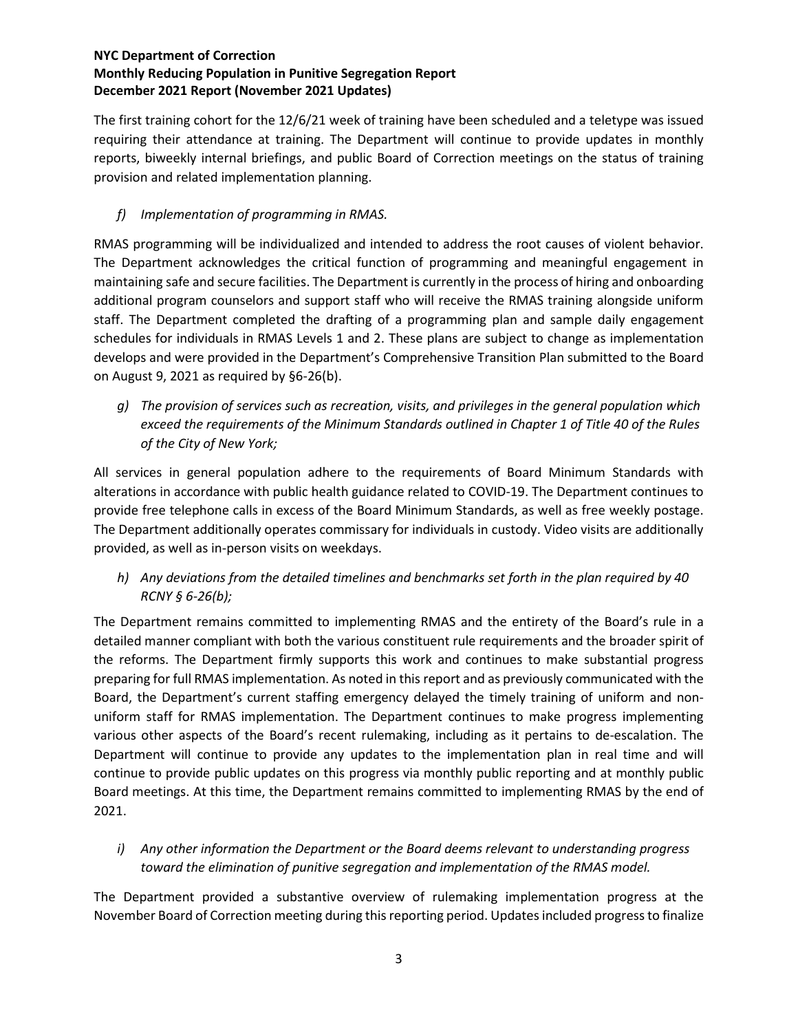The first training cohort for the 12/6/21 week of training have been scheduled and a teletype was issued requiring their attendance at training. The Department will continue to provide updates in monthly reports, biweekly internal briefings, and public Board of Correction meetings on the status of training provision and related implementation planning.

*f) Implementation of programming in RMAS.*

RMAS programming will be individualized and intended to address the root causes of violent behavior. The Department acknowledges the critical function of programming and meaningful engagement in maintaining safe and secure facilities. The Department is currently in the process of hiring and onboarding additional program counselors and support staff who will receive the RMAS training alongside uniform staff. The Department completed the drafting of a programming plan and sample daily engagement schedules for individuals in RMAS Levels 1 and 2. These plans are subject to change as implementation develops and were provided in the Department's Comprehensive Transition Plan submitted to the Board on August 9, 2021 as required by §6-26(b).

*g) The provision of services such as recreation, visits, and privileges in the general population which exceed the requirements of the Minimum Standards outlined in Chapter 1 of Title 40 of the Rules of the City of New York;*

All services in general population adhere to the requirements of Board Minimum Standards with alterations in accordance with public health guidance related to COVID-19. The Department continues to provide free telephone calls in excess of the Board Minimum Standards, as well as free weekly postage. The Department additionally operates commissary for individuals in custody. Video visits are additionally provided, as well as in-person visits on weekdays.

*h) Any deviations from the detailed timelines and benchmarks set forth in the plan required by 40 RCNY § 6-26(b);*

The Department remains committed to implementing RMAS and the entirety of the Board's rule in a detailed manner compliant with both the various constituent rule requirements and the broader spirit of the reforms. The Department firmly supports this work and continues to make substantial progress preparing for full RMAS implementation. As noted in this report and as previously communicated with the Board, the Department's current staffing emergency delayed the timely training of uniform and non-uniform staff for RMAS implementation. The Department continues to make progress implementing various other aspects of the Board's recent rulemaking, including as it pertains to de-escalation. The Department will continue to provide any updates to the implementation plan in real time and will continue to provide public updates on this progress via monthly public reporting and at monthly public Board meetings. At this time, the Department remains committed to implementing RMAS by the end of 2021.

*i) Any other information the Department or the Board deems relevant to understanding progress toward the elimination of punitive segregation and implementation of the RMAS model.*

The Department provided a substantive overview of rulemaking implementation progress at the November Board of Correction meeting during this reporting period. Updates included progress to finalize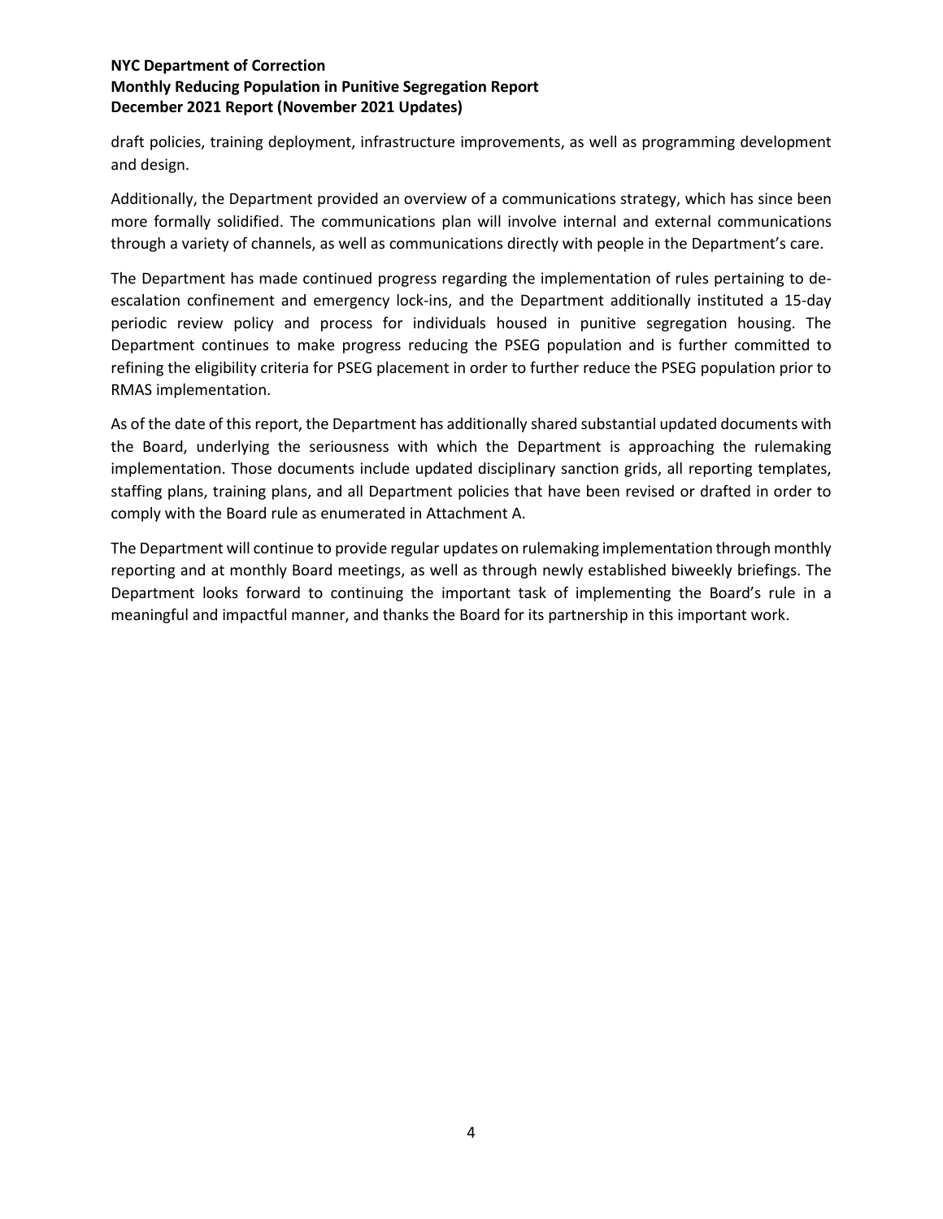draft policies, training deployment, infrastructure improvements, as well as programming development and design.

Additionally, the Department provided an overview of a communications strategy, which has since been more formally solidified. The communications plan will involve internal and external communications through a variety of channels, as well as communications directly with people in the Department's care.

The Department has made continued progress regarding the implementation of rules pertaining to de-escalation confinement and emergency lock-ins, and the Department additionally instituted a 15-day periodic review policy and process for individuals housed in punitive segregation housing. The Department continues to make progress reducing the PSEG population and is further committed to refining the eligibility criteria for PSEG placement in order to further reduce the PSEG population prior to RMAS implementation.

As of the date of this report, the Department has additionally shared substantial updated documents with the Board, underlying the seriousness with which the Department is approaching the rulemaking implementation. Those documents include updated disciplinary sanction grids, all reporting templates, staffing plans, training plans, and all Department policies that have been revised or drafted in order to comply with the Board rule as enumerated in Attachment A.

The Department will continue to provide regular updates on rulemaking implementation through monthly reporting and at monthly Board meetings, as well as through newly established biweekly briefings. The Department looks forward to continuing the important task of implementing the Board's rule in a meaningful and impactful manner, and thanks the Board for its partnership in this important work.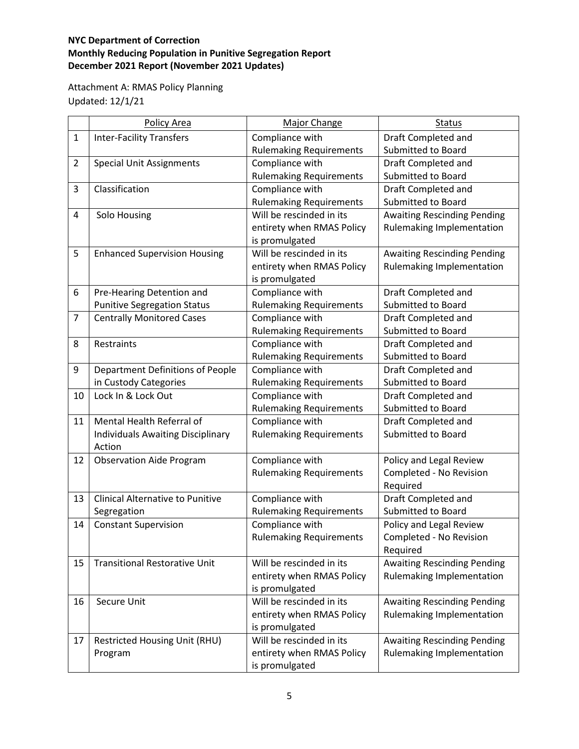**NYC Department of Correction**
**Monthly Reducing Population in Punitive Segregation Report**
**December 2021 Report (November 2021 Updates)**

Attachment A: RMAS Policy Planning
Updated: 12/1/21

| | Policy Area | Major Change | Status |
|---|---|---|---|
| 1 | Inter-Facility Transfers | Compliance with Rulemaking Requirements | Draft Completed and Submitted to Board |
| 2 | Special Unit Assignments | Compliance with Rulemaking Requirements | Draft Completed and Submitted to Board |
| 3 | Classification | Compliance with Rulemaking Requirements | Draft Completed and Submitted to Board |
| 4 | Solo Housing | Will be rescinded in its entirety when RMAS Policy is promulgated | Awaiting Rescinding Pending Rulemaking Implementation |
| 5 | Enhanced Supervision Housing | Will be rescinded in its entirety when RMAS Policy is promulgated | Awaiting Rescinding Pending Rulemaking Implementation |
| 6 | Pre-Hearing Detention and Punitive Segregation Status | Compliance with Rulemaking Requirements | Draft Completed and Submitted to Board |
| 7 | Centrally Monitored Cases | Compliance with Rulemaking Requirements | Draft Completed and Submitted to Board |
| 8 | Restraints | Compliance with Rulemaking Requirements | Draft Completed and Submitted to Board |
| 9 | Department Definitions of People in Custody Categories | Compliance with Rulemaking Requirements | Draft Completed and Submitted to Board |
| 10 | Lock In & Lock Out | Compliance with Rulemaking Requirements | Draft Completed and Submitted to Board |
| 11 | Mental Health Referral of Individuals Awaiting Disciplinary Action | Compliance with Rulemaking Requirements | Draft Completed and Submitted to Board |
| 12 | Observation Aide Program | Compliance with Rulemaking Requirements | Policy and Legal Review Completed - No Revision Required |
| 13 | Clinical Alternative to Punitive Segregation | Compliance with Rulemaking Requirements | Draft Completed and Submitted to Board |
| 14 | Constant Supervision | Compliance with Rulemaking Requirements | Policy and Legal Review Completed - No Revision Required |
| 15 | Transitional Restorative Unit | Will be rescinded in its entirety when RMAS Policy is promulgated | Awaiting Rescinding Pending Rulemaking Implementation |
| 16 | Secure Unit | Will be rescinded in its entirety when RMAS Policy is promulgated | Awaiting Rescinding Pending Rulemaking Implementation |
| 17 | Restricted Housing Unit (RHU) Program | Will be rescinded in its entirety when RMAS Policy is promulgated | Awaiting Rescinding Pending Rulemaking Implementation |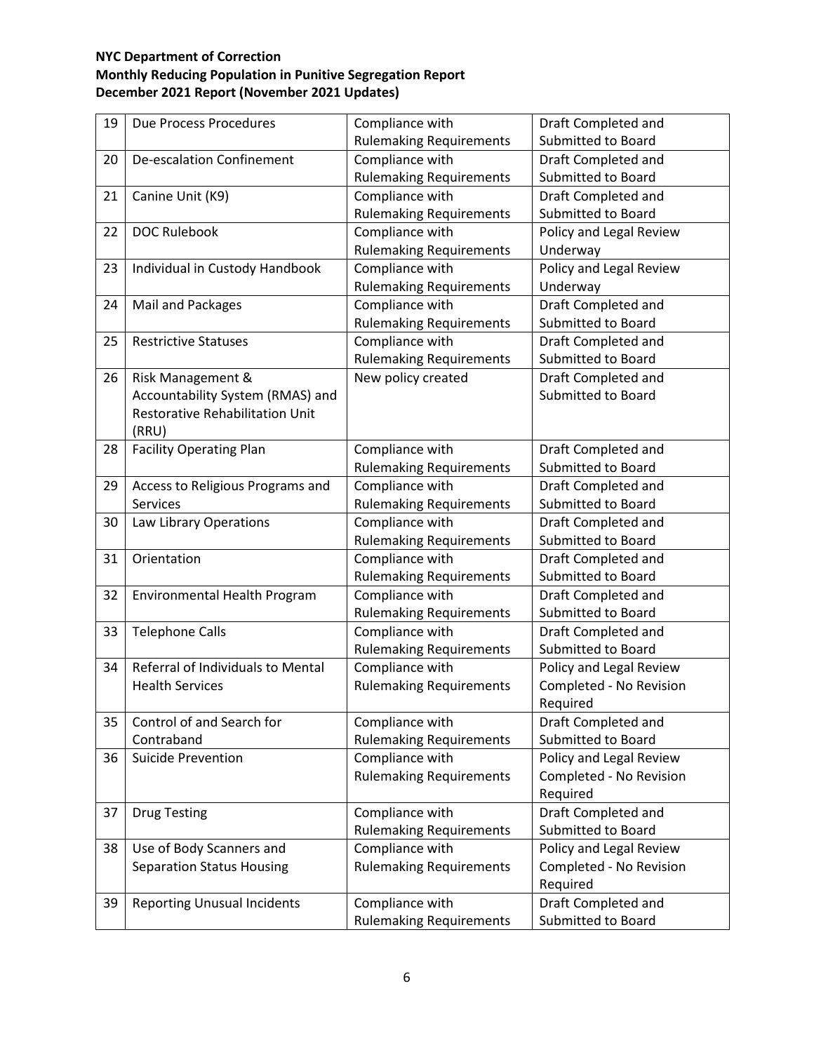**NYC Department of Correction**
**Monthly Reducing Population in Punitive Segregation Report**
**December 2021 Report (November 2021 Updates)**

| | | | |
|---|---|---|---|
| 19 | Due Process Procedures | Compliance with Rulemaking Requirements | Draft Completed and Submitted to Board |
| 20 | De-escalation Confinement | Compliance with Rulemaking Requirements | Draft Completed and Submitted to Board |
| 21 | Canine Unit (K9) | Compliance with Rulemaking Requirements | Draft Completed and Submitted to Board |
| 22 | DOC Rulebook | Compliance with Rulemaking Requirements | Policy and Legal Review Underway |
| 23 | Individual in Custody Handbook | Compliance with Rulemaking Requirements | Policy and Legal Review Underway |
| 24 | Mail and Packages | Compliance with Rulemaking Requirements | Draft Completed and Submitted to Board |
| 25 | Restrictive Statuses | Compliance with Rulemaking Requirements | Draft Completed and Submitted to Board |
| 26 | Risk Management & Accountability System (RMAS) and Restorative Rehabilitation Unit (RRU) | New policy created | Draft Completed and Submitted to Board |
| 28 | Facility Operating Plan | Compliance with Rulemaking Requirements | Draft Completed and Submitted to Board |
| 29 | Access to Religious Programs and Services | Compliance with Rulemaking Requirements | Draft Completed and Submitted to Board |
| 30 | Law Library Operations | Compliance with Rulemaking Requirements | Draft Completed and Submitted to Board |
| 31 | Orientation | Compliance with Rulemaking Requirements | Draft Completed and Submitted to Board |
| 32 | Environmental Health Program | Compliance with Rulemaking Requirements | Draft Completed and Submitted to Board |
| 33 | Telephone Calls | Compliance with Rulemaking Requirements | Draft Completed and Submitted to Board |
| 34 | Referral of Individuals to Mental Health Services | Compliance with Rulemaking Requirements | Policy and Legal Review Completed - No Revision Required |
| 35 | Control of and Search for Contraband | Compliance with Rulemaking Requirements | Draft Completed and Submitted to Board |
| 36 | Suicide Prevention | Compliance with Rulemaking Requirements | Policy and Legal Review Completed - No Revision Required |
| 37 | Drug Testing | Compliance with Rulemaking Requirements | Draft Completed and Submitted to Board |
| 38 | Use of Body Scanners and Separation Status Housing | Compliance with Rulemaking Requirements | Policy and Legal Review Completed - No Revision Required |
| 39 | Reporting Unusual Incidents | Compliance with Rulemaking Requirements | Draft Completed and Submitted to Board |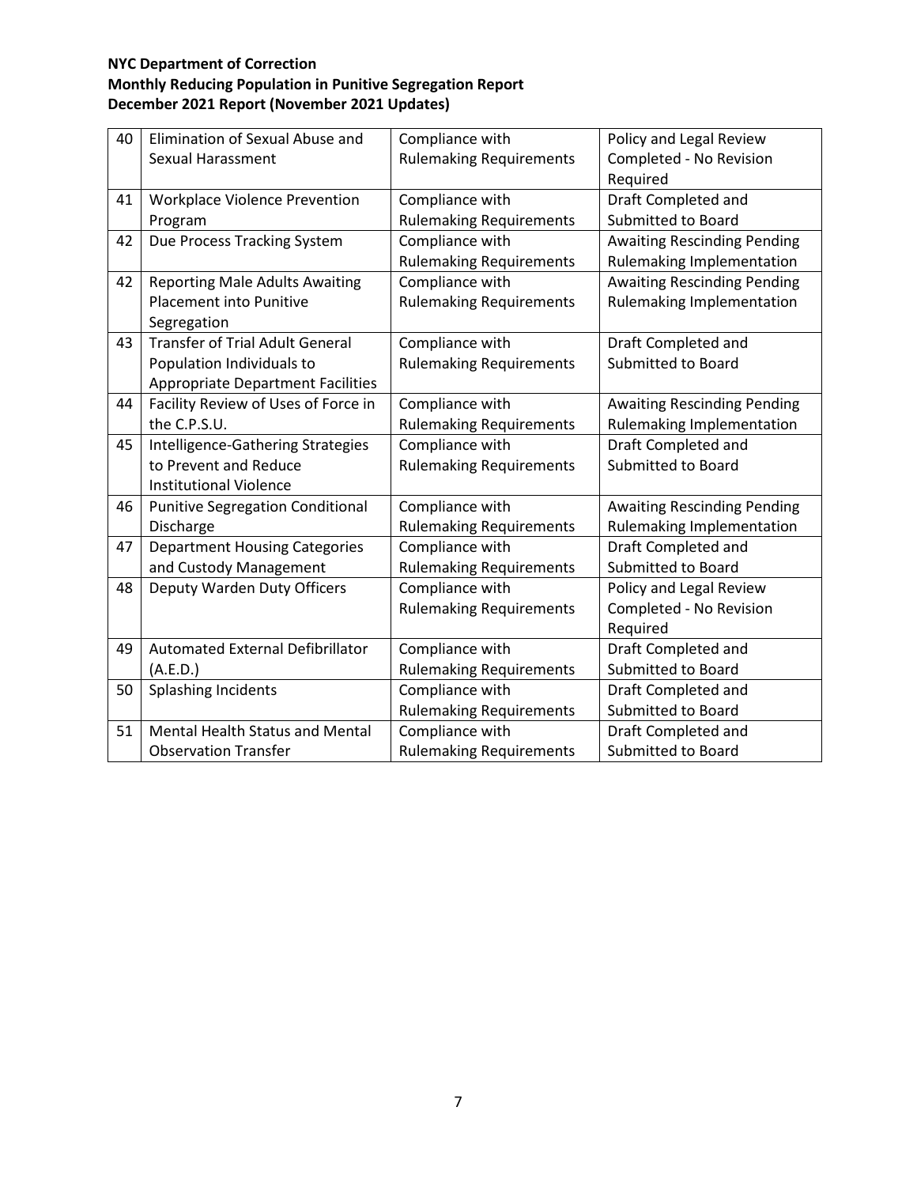**NYC Department of Correction**
**Monthly Reducing Population in Punitive Segregation Report**
**December 2021 Report (November 2021 Updates)**

| | | | |
|---|---|---|---|
| 40 | Elimination of Sexual Abuse and Sexual Harassment | Compliance with Rulemaking Requirements | Policy and Legal Review Completed - No Revision Required |
| 41 | Workplace Violence Prevention Program | Compliance with Rulemaking Requirements | Draft Completed and Submitted to Board |
| 42 | Due Process Tracking System | Compliance with Rulemaking Requirements | Awaiting Rescinding Pending Rulemaking Implementation |
| 42 | Reporting Male Adults Awaiting Placement into Punitive Segregation | Compliance with Rulemaking Requirements | Awaiting Rescinding Pending Rulemaking Implementation |
| 43 | Transfer of Trial Adult General Population Individuals to Appropriate Department Facilities | Compliance with Rulemaking Requirements | Draft Completed and Submitted to Board |
| 44 | Facility Review of Uses of Force in the C.P.S.U. | Compliance with Rulemaking Requirements | Awaiting Rescinding Pending Rulemaking Implementation |
| 45 | Intelligence-Gathering Strategies to Prevent and Reduce Institutional Violence | Compliance with Rulemaking Requirements | Draft Completed and Submitted to Board |
| 46 | Punitive Segregation Conditional Discharge | Compliance with Rulemaking Requirements | Awaiting Rescinding Pending Rulemaking Implementation |
| 47 | Department Housing Categories and Custody Management | Compliance with Rulemaking Requirements | Draft Completed and Submitted to Board |
| 48 | Deputy Warden Duty Officers | Compliance with Rulemaking Requirements | Policy and Legal Review Completed - No Revision Required |
| 49 | Automated External Defibrillator (A.E.D.) | Compliance with Rulemaking Requirements | Draft Completed and Submitted to Board |
| 50 | Splashing Incidents | Compliance with Rulemaking Requirements | Draft Completed and Submitted to Board |
| 51 | Mental Health Status and Mental Observation Transfer | Compliance with Rulemaking Requirements | Draft Completed and Submitted to Board |